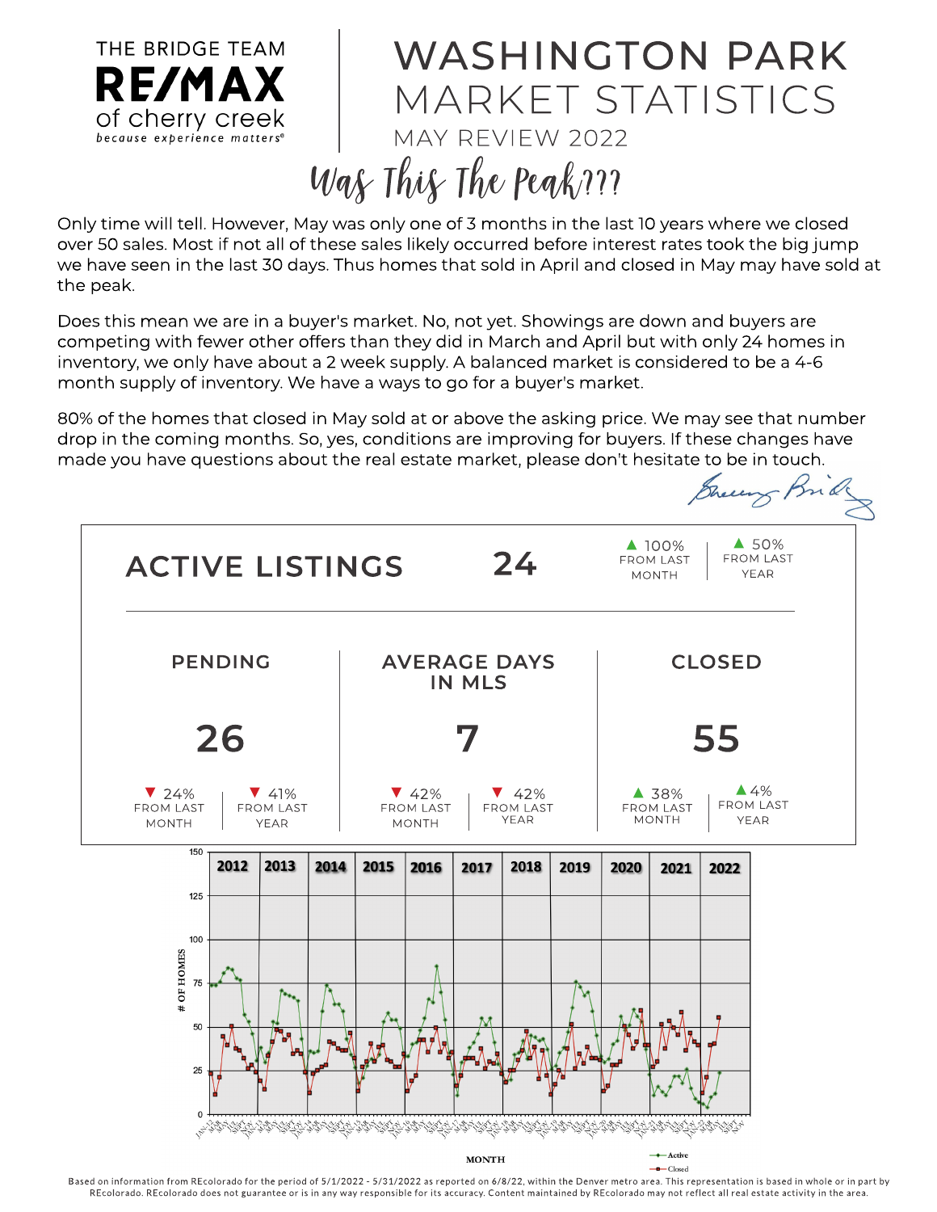THE BRIDGE TEAM
**RE/MAX**
of cherry creek
*because experience matters®*

# WASHINGTON PARK MARKET STATISTICS

## MAY REVIEW 2022

## *Was This The Peak???*

Only time will tell. However, May was only one of 3 months in the last 10 years where we closed over 50 sales. Most if not all of these sales likely occurred before interest rates took the big jump we have seen in the last 30 days. Thus homes that sold in April and closed in May may have sold at the peak.

Does this mean we are in a buyer's market. No, not yet. Showings are down and buyers are competing with fewer other offers than they did in March and April but with only 24 homes in inventory, we only have about a 2 week supply. A balanced market is considered to be a 4-6 month supply of inventory. We have a ways to go for a buyer's market.

80% of the homes that closed in May sold at or above the asking price. We may see that number drop in the coming months. So, yes, conditions are improving for buyers. If these changes have made you have questions about the real estate market, please don't hesitate to be in touch.

*Sherry Bridge*

| ACTIVE LISTINGS | 24 | ▲ 100% FROM LAST MONTH | ▲ 50% FROM LAST YEAR |
|---|---|---|---|

| | PENDING | AVERAGE DAYS IN MLS | CLOSED |
|---|---|---|---|
| Value | 26 | 7 | 55 |
| From last month | ▼ 24% | ▼ 42% | ▲ 38% |
| From last year | ▼ 41% | ▼ 42% | ▲ 4% |

Based on information from REcolorado for the period of 5/1/2022 - 5/31/2022 as reported on 6/8/22, within the Denver metro area. This representation is based in whole or in part by REcolorado. REcolorado does not guarantee or is in any way responsible for its accuracy. Content maintained by REcolorado may not reflect all real estate activity in the area.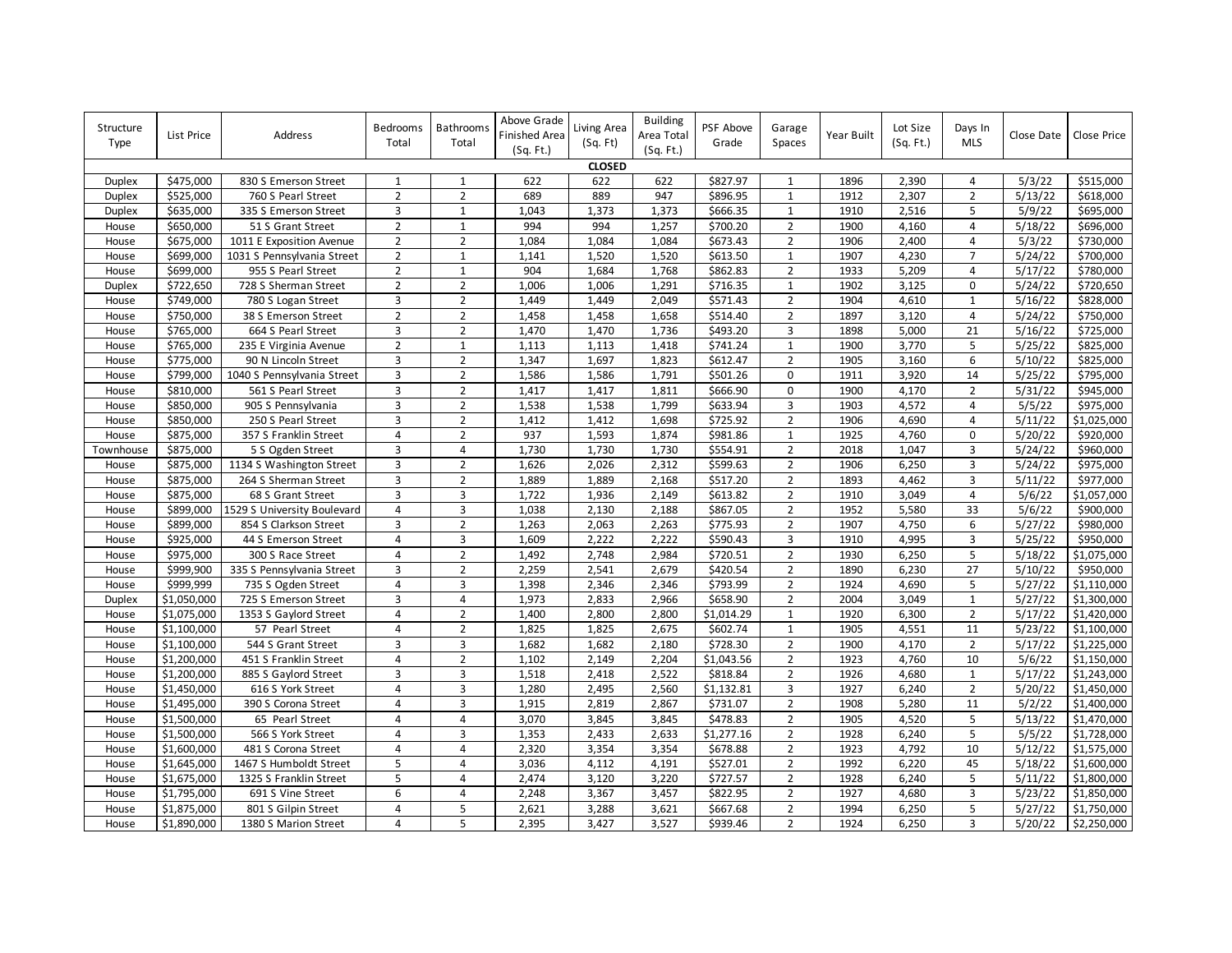| Structure Type | List Price | Address | Bedrooms Total | Bathrooms Total | Above Grade Finished Area (Sq. Ft.) | Living Area (Sq. Ft) | Building Area Total (Sq. Ft.) | PSF Above Grade | Garage Spaces | Year Built | Lot Size (Sq. Ft.) | Days In MLS | Close Date | Close Price |
|---|---|---|---|---|---|---|---|---|---|---|---|---|---|---|
| | | | | | | | **CLOSED** | | | | | | | |
| Duplex | $475,000 | 830 S Emerson Street | 1 | 1 | 622 | 622 | 622 | $827.97 | 1 | 1896 | 2,390 | 4 | 5/3/22 | $515,000 |
| Duplex | $525,000 | 760 S Pearl Street | 2 | 2 | 689 | 889 | 947 | $896.95 | 1 | 1912 | 2,307 | 2 | 5/13/22 | $618,000 |
| Duplex | $635,000 | 335 S Emerson Street | 3 | 1 | 1,043 | 1,373 | 1,373 | $666.35 | 1 | 1910 | 2,516 | 5 | 5/9/22 | $695,000 |
| House | $650,000 | 51 S Grant Street | 2 | 1 | 994 | 994 | 1,257 | $700.20 | 2 | 1900 | 4,160 | 4 | 5/18/22 | $696,000 |
| House | $675,000 | 1011 E Exposition Avenue | 2 | 2 | 1,084 | 1,084 | 1,084 | $673.43 | 2 | 1906 | 2,400 | 4 | 5/3/22 | $730,000 |
| House | $699,000 | 1031 S Pennsylvania Street | 2 | 1 | 1,141 | 1,520 | 1,520 | $613.50 | 1 | 1907 | 4,230 | 7 | 5/24/22 | $700,000 |
| House | $699,000 | 955 S Pearl Street | 2 | 1 | 904 | 1,684 | 1,768 | $862.83 | 2 | 1933 | 5,209 | 4 | 5/17/22 | $780,000 |
| Duplex | $722,650 | 728 S Sherman Street | 2 | 2 | 1,006 | 1,006 | 1,291 | $716.35 | 1 | 1902 | 3,125 | 0 | 5/24/22 | $720,650 |
| House | $749,000 | 780 S Logan Street | 3 | 2 | 1,449 | 1,449 | 2,049 | $571.43 | 2 | 1904 | 4,610 | 1 | 5/16/22 | $828,000 |
| House | $750,000 | 38 S Emerson Street | 2 | 2 | 1,458 | 1,458 | 1,658 | $514.40 | 2 | 1897 | 3,120 | 4 | 5/24/22 | $750,000 |
| House | $765,000 | 664 S Pearl Street | 3 | 2 | 1,470 | 1,470 | 1,736 | $493.20 | 3 | 1898 | 5,000 | 21 | 5/16/22 | $725,000 |
| House | $765,000 | 235 E Virginia Avenue | 2 | 1 | 1,113 | 1,113 | 1,418 | $741.24 | 1 | 1900 | 3,770 | 5 | 5/25/22 | $825,000 |
| House | $775,000 | 90 N Lincoln Street | 3 | 2 | 1,347 | 1,697 | 1,823 | $612.47 | 2 | 1905 | 3,160 | 6 | 5/10/22 | $825,000 |
| House | $799,000 | 1040 S Pennsylvania Street | 3 | 2 | 1,586 | 1,586 | 1,791 | $501.26 | 0 | 1911 | 3,920 | 14 | 5/25/22 | $795,000 |
| House | $810,000 | 561 S Pearl Street | 3 | 2 | 1,417 | 1,417 | 1,811 | $666.90 | 0 | 1900 | 4,170 | 2 | 5/31/22 | $945,000 |
| House | $850,000 | 905 S Pennsylvania | 3 | 2 | 1,538 | 1,538 | 1,799 | $633.94 | 3 | 1903 | 4,572 | 4 | 5/5/22 | $975,000 |
| House | $850,000 | 250 S Pearl Street | 3 | 2 | 1,412 | 1,412 | 1,698 | $725.92 | 2 | 1906 | 4,690 | 4 | 5/11/22 | $1,025,000 |
| House | $875,000 | 357 S Franklin Street | 4 | 2 | 937 | 1,593 | 1,874 | $981.86 | 1 | 1925 | 4,760 | 0 | 5/20/22 | $920,000 |
| Townhouse | $875,000 | 5 S Ogden Street | 3 | 4 | 1,730 | 1,730 | 1,730 | $554.91 | 2 | 2018 | 1,047 | 3 | 5/24/22 | $960,000 |
| House | $875,000 | 1134 S Washington Street | 3 | 2 | 1,626 | 2,026 | 2,312 | $599.63 | 2 | 1906 | 6,250 | 3 | 5/24/22 | $975,000 |
| House | $875,000 | 264 S Sherman Street | 3 | 2 | 1,889 | 1,889 | 2,168 | $517.20 | 2 | 1893 | 4,462 | 3 | 5/11/22 | $977,000 |
| House | $875,000 | 68 S Grant Street | 3 | 3 | 1,722 | 1,936 | 2,149 | $613.82 | 2 | 1910 | 3,049 | 4 | 5/6/22 | $1,057,000 |
| House | $899,000 | 1529 S University Boulevard | 4 | 3 | 1,038 | 2,130 | 2,188 | $867.05 | 2 | 1952 | 5,580 | 33 | 5/6/22 | $900,000 |
| House | $899,000 | 854 S Clarkson Street | 3 | 2 | 1,263 | 2,063 | 2,263 | $775.93 | 2 | 1907 | 4,750 | 6 | 5/27/22 | $980,000 |
| House | $925,000 | 44 S Emerson Street | 4 | 3 | 1,609 | 2,222 | 2,222 | $590.43 | 3 | 1910 | 4,995 | 3 | 5/25/22 | $950,000 |
| House | $975,000 | 300 S Race Street | 4 | 2 | 1,492 | 2,748 | 2,984 | $720.51 | 2 | 1930 | 6,250 | 5 | 5/18/22 | $1,075,000 |
| House | $999,900 | 335 S Pennsylvania Street | 3 | 2 | 2,259 | 2,541 | 2,679 | $420.54 | 2 | 1890 | 6,230 | 27 | 5/10/22 | $950,000 |
| House | $999,999 | 735 S Ogden Street | 4 | 3 | 1,398 | 2,346 | 2,346 | $793.99 | 2 | 1924 | 4,690 | 5 | 5/27/22 | $1,110,000 |
| Duplex | $1,050,000 | 725 S Emerson Street | 3 | 4 | 1,973 | 2,833 | 2,966 | $658.90 | 2 | 2004 | 3,049 | 1 | 5/27/22 | $1,300,000 |
| House | $1,075,000 | 1353 S Gaylord Street | 4 | 2 | 1,400 | 2,800 | 2,800 | $1,014.29 | 1 | 1920 | 6,300 | 2 | 5/17/22 | $1,420,000 |
| House | $1,100,000 | 57 Pearl Street | 4 | 2 | 1,825 | 1,825 | 2,675 | $602.74 | 1 | 1905 | 4,551 | 11 | 5/23/22 | $1,100,000 |
| House | $1,100,000 | 544 S Grant Street | 3 | 3 | 1,682 | 1,682 | 2,180 | $728.30 | 2 | 1900 | 4,170 | 2 | 5/17/22 | $1,225,000 |
| House | $1,200,000 | 451 S Franklin Street | 4 | 2 | 1,102 | 2,149 | 2,204 | $1,043.56 | 2 | 1923 | 4,760 | 10 | 5/6/22 | $1,150,000 |
| House | $1,200,000 | 885 S Gaylord Street | 3 | 3 | 1,518 | 2,418 | 2,522 | $818.84 | 2 | 1926 | 4,680 | 1 | 5/17/22 | $1,243,000 |
| House | $1,450,000 | 616 S York Street | 4 | 3 | 1,280 | 2,495 | 2,560 | $1,132.81 | 3 | 1927 | 6,240 | 2 | 5/20/22 | $1,450,000 |
| House | $1,495,000 | 390 S Corona Street | 4 | 3 | 1,915 | 2,819 | 2,867 | $731.07 | 2 | 1908 | 5,280 | 11 | 5/2/22 | $1,400,000 |
| House | $1,500,000 | 65 Pearl Street | 4 | 4 | 3,070 | 3,845 | 3,845 | $478.83 | 2 | 1905 | 4,520 | 5 | 5/13/22 | $1,470,000 |
| House | $1,500,000 | 566 S York Street | 4 | 3 | 1,353 | 2,433 | 2,633 | $1,277.16 | 2 | 1928 | 6,240 | 5 | 5/5/22 | $1,728,000 |
| House | $1,600,000 | 481 S Corona Street | 4 | 4 | 2,320 | 3,354 | 3,354 | $678.88 | 2 | 1923 | 4,792 | 10 | 5/12/22 | $1,575,000 |
| House | $1,645,000 | 1467 S Humboldt Street | 5 | 4 | 3,036 | 4,112 | 4,191 | $527.01 | 2 | 1992 | 6,220 | 45 | 5/18/22 | $1,600,000 |
| House | $1,675,000 | 1325 S Franklin Street | 5 | 4 | 2,474 | 3,120 | 3,220 | $727.57 | 2 | 1928 | 6,240 | 5 | 5/11/22 | $1,800,000 |
| House | $1,795,000 | 691 S Vine Street | 6 | 4 | 2,248 | 3,367 | 3,457 | $822.95 | 2 | 1927 | 4,680 | 3 | 5/23/22 | $1,850,000 |
| House | $1,875,000 | 801 S Gilpin Street | 4 | 5 | 2,621 | 3,288 | 3,621 | $667.68 | 2 | 1994 | 6,250 | 5 | 5/27/22 | $1,750,000 |
| House | $1,890,000 | 1380 S Marion Street | 4 | 5 | 2,395 | 3,427 | 3,527 | $939.46 | 2 | 1924 | 6,250 | 3 | 5/20/22 | $2,250,000 |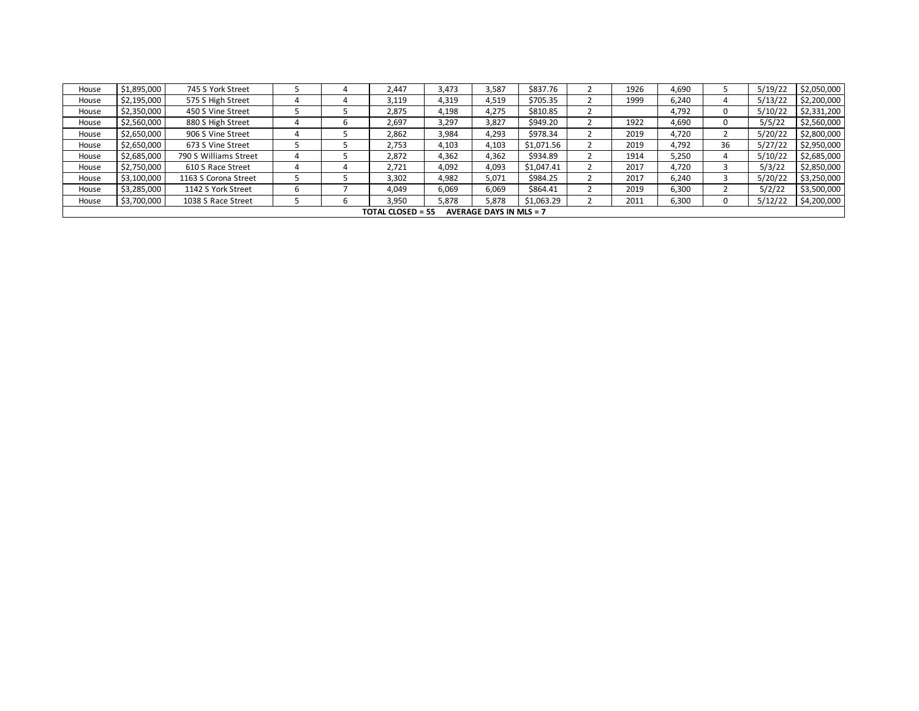| | | | | | | | | | | | | | | |
|---|---|---|---|---|---|---|---|---|---|---|---|---|---|---|
| House | $1,895,000 | 745 S York Street | 5 | 4 | 2,447 | 3,473 | 3,587 | $837.76 | 2 | 1926 | 4,690 | 5 | 5/19/22 | $2,050,000 |
| House | $2,195,000 | 575 S High Street | 4 | 4 | 3,119 | 4,319 | 4,519 | $705.35 | 2 | 1999 | 6,240 | 4 | 5/13/22 | $2,200,000 |
| House | $2,350,000 | 450 S Vine Street | 5 | 5 | 2,875 | 4,198 | 4,275 | $810.85 | 2 | | 4,792 | 0 | 5/10/22 | $2,331,200 |
| House | $2,560,000 | 880 S High Street | 4 | 6 | 2,697 | 3,297 | 3,827 | $949.20 | 2 | 1922 | 4,690 | 0 | 5/5/22 | $2,560,000 |
| House | $2,650,000 | 906 S Vine Street | 4 | 5 | 2,862 | 3,984 | 4,293 | $978.34 | 2 | 2019 | 4,720 | 2 | 5/20/22 | $2,800,000 |
| House | $2,650,000 | 673 S Vine Street | 5 | 5 | 2,753 | 4,103 | 4,103 | $1,071.56 | 2 | 2019 | 4,792 | 36 | 5/27/22 | $2,950,000 |
| House | $2,685,000 | 790 S Williams Street | 4 | 5 | 2,872 | 4,362 | 4,362 | $934.89 | 2 | 1914 | 5,250 | 4 | 5/10/22 | $2,685,000 |
| House | $2,750,000 | 610 S Race Street | 4 | 4 | 2,721 | 4,092 | 4,093 | $1,047.41 | 2 | 2017 | 4,720 | 3 | 5/3/22 | $2,850,000 |
| House | $3,100,000 | 1163 S Corona Street | 5 | 5 | 3,302 | 4,982 | 5,071 | $984.25 | 2 | 2017 | 6,240 | 3 | 5/20/22 | $3,250,000 |
| House | $3,285,000 | 1142 S York Street | 6 | 7 | 4,049 | 6,069 | 6,069 | $864.41 | 2 | 2019 | 6,300 | 2 | 5/2/22 | $3,500,000 |
| House | $3,700,000 | 1038 S Race Street | 5 | 6 | 3,950 | 5,878 | 5,878 | $1,063.29 | 2 | 2011 | 6,300 | 0 | 5/12/22 | $4,200,000 |

**TOTAL CLOSED = 55 AVERAGE DAYS IN MLS = 7**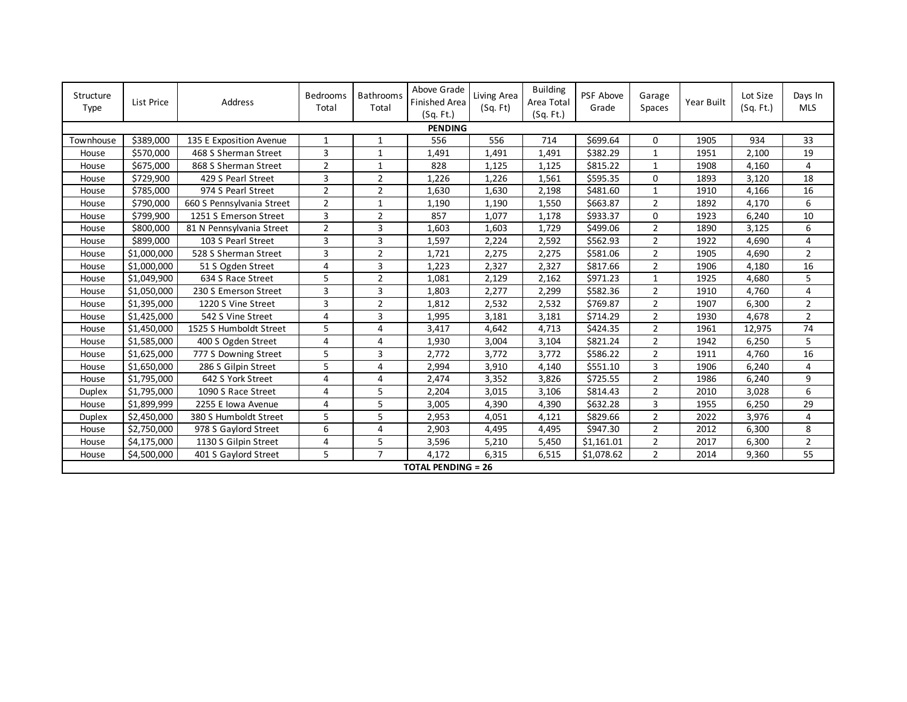| Structure Type | List Price | Address | Bedrooms Total | Bathrooms Total | Above Grade Finished Area (Sq. Ft.) | Living Area (Sq. Ft) | Building Area Total (Sq. Ft.) | PSF Above Grade | Garage Spaces | Year Built | Lot Size (Sq. Ft.) | Days In MLS |
|---|---|---|---|---|---|---|---|---|---|---|---|---|
| **PENDING** | | | | | | | | | | | | |
| Townhouse | $389,000 | 135 E Exposition Avenue | 1 | 1 | 556 | 556 | 714 | $699.64 | 0 | 1905 | 934 | 33 |
| House | $570,000 | 468 S Sherman Street | 3 | 1 | 1,491 | 1,491 | 1,491 | $382.29 | 1 | 1951 | 2,100 | 19 |
| House | $675,000 | 868 S Sherman Street | 2 | 1 | 828 | 1,125 | 1,125 | $815.22 | 1 | 1908 | 4,160 | 4 |
| House | $729,900 | 429 S Pearl Street | 3 | 2 | 1,226 | 1,226 | 1,561 | $595.35 | 0 | 1893 | 3,120 | 18 |
| House | $785,000 | 974 S Pearl Street | 2 | 2 | 1,630 | 1,630 | 2,198 | $481.60 | 1 | 1910 | 4,166 | 16 |
| House | $790,000 | 660 S Pennsylvania Street | 2 | 1 | 1,190 | 1,190 | 1,550 | $663.87 | 2 | 1892 | 4,170 | 6 |
| House | $799,900 | 1251 S Emerson Street | 3 | 2 | 857 | 1,077 | 1,178 | $933.37 | 0 | 1923 | 6,240 | 10 |
| House | $800,000 | 81 N Pennsylvania Street | 2 | 3 | 1,603 | 1,603 | 1,729 | $499.06 | 2 | 1890 | 3,125 | 6 |
| House | $899,000 | 103 S Pearl Street | 3 | 3 | 1,597 | 2,224 | 2,592 | $562.93 | 2 | 1922 | 4,690 | 4 |
| House | $1,000,000 | 528 S Sherman Street | 3 | 2 | 1,721 | 2,275 | 2,275 | $581.06 | 2 | 1905 | 4,690 | 2 |
| House | $1,000,000 | 51 S Ogden Street | 4 | 3 | 1,223 | 2,327 | 2,327 | $817.66 | 2 | 1906 | 4,180 | 16 |
| House | $1,049,900 | 634 S Race Street | 5 | 2 | 1,081 | 2,129 | 2,162 | $971.23 | 1 | 1925 | 4,680 | 5 |
| House | $1,050,000 | 230 S Emerson Street | 3 | 3 | 1,803 | 2,277 | 2,299 | $582.36 | 2 | 1910 | 4,760 | 4 |
| House | $1,395,000 | 1220 S Vine Street | 3 | 2 | 1,812 | 2,532 | 2,532 | $769.87 | 2 | 1907 | 6,300 | 2 |
| House | $1,425,000 | 542 S Vine Street | 4 | 3 | 1,995 | 3,181 | 3,181 | $714.29 | 2 | 1930 | 4,678 | 2 |
| House | $1,450,000 | 1525 S Humboldt Street | 5 | 4 | 3,417 | 4,642 | 4,713 | $424.35 | 2 | 1961 | 12,975 | 74 |
| House | $1,585,000 | 400 S Ogden Street | 4 | 4 | 1,930 | 3,004 | 3,104 | $821.24 | 2 | 1942 | 6,250 | 5 |
| House | $1,625,000 | 777 S Downing Street | 5 | 3 | 2,772 | 3,772 | 3,772 | $586.22 | 2 | 1911 | 4,760 | 16 |
| House | $1,650,000 | 286 S Gilpin Street | 5 | 4 | 2,994 | 3,910 | 4,140 | $551.10 | 3 | 1906 | 6,240 | 4 |
| House | $1,795,000 | 642 S York Street | 4 | 4 | 2,474 | 3,352 | 3,826 | $725.55 | 2 | 1986 | 6,240 | 9 |
| Duplex | $1,795,000 | 1090 S Race Street | 4 | 5 | 2,204 | 3,015 | 3,106 | $814.43 | 2 | 2010 | 3,028 | 6 |
| House | $1,899,999 | 2255 E Iowa Avenue | 4 | 5 | 3,005 | 4,390 | 4,390 | $632.28 | 3 | 1955 | 6,250 | 29 |
| Duplex | $2,450,000 | 380 S Humboldt Street | 5 | 5 | 2,953 | 4,051 | 4,121 | $829.66 | 2 | 2022 | 3,976 | 4 |
| House | $2,750,000 | 978 S Gaylord Street | 6 | 4 | 2,903 | 4,495 | 4,495 | $947.30 | 2 | 2012 | 6,300 | 8 |
| House | $4,175,000 | 1130 S Gilpin Street | 4 | 5 | 3,596 | 5,210 | 5,450 | $1,161.01 | 2 | 2017 | 6,300 | 2 |
| House | $4,500,000 | 401 S Gaylord Street | 5 | 7 | 4,172 | 6,315 | 6,515 | $1,078.62 | 2 | 2014 | 9,360 | 55 |
| **TOTAL PENDING = 26** | | | | | | | | | | | | |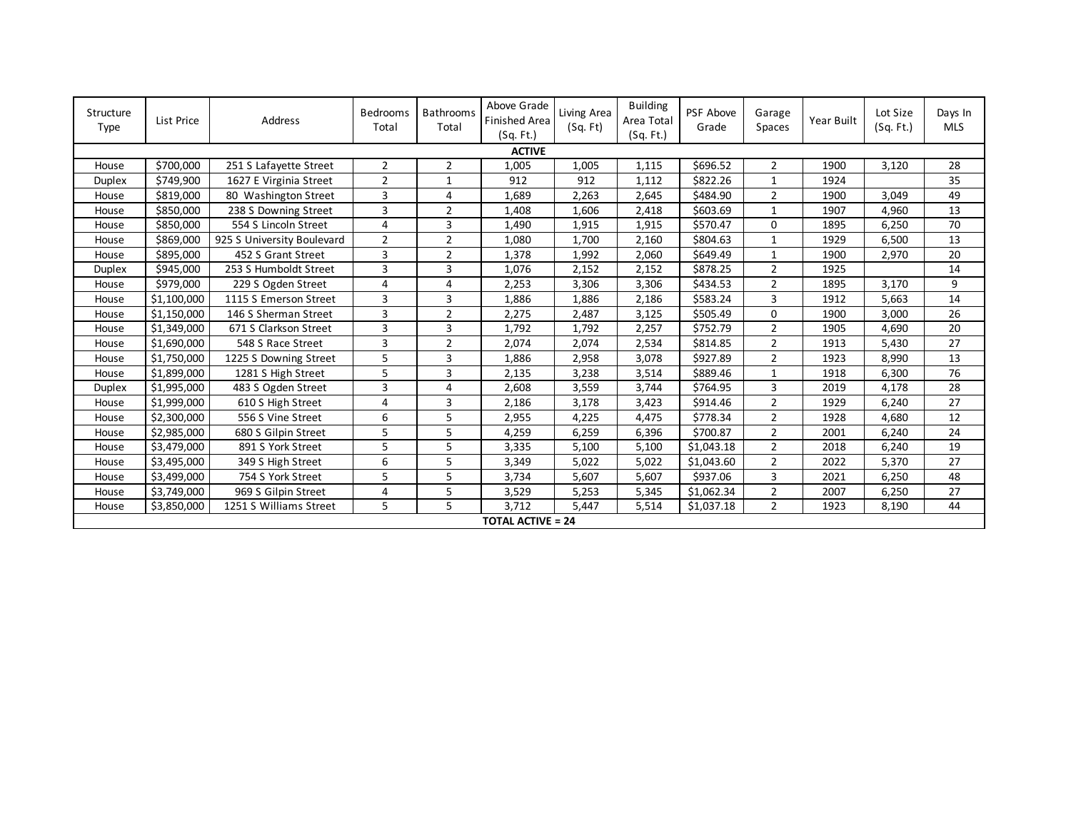| Structure Type | List Price | Address | Bedrooms Total | Bathrooms Total | Above Grade Finished Area (Sq. Ft.) | Living Area (Sq. Ft) | Building Area Total (Sq. Ft.) | PSF Above Grade | Garage Spaces | Year Built | Lot Size (Sq. Ft.) | Days In MLS |
|---|---|---|---|---|---|---|---|---|---|---|---|---|
| | | | | | **ACTIVE** | | | | | | | |
| House | $700,000 | 251 S Lafayette Street | 2 | 2 | 1,005 | 1,005 | 1,115 | $696.52 | 2 | 1900 | 3,120 | 28 |
| Duplex | $749,900 | 1627 E Virginia Street | 2 | 1 | 912 | 912 | 1,112 | $822.26 | 1 | 1924 | | 35 |
| House | $819,000 | 80 Washington Street | 3 | 4 | 1,689 | 2,263 | 2,645 | $484.90 | 2 | 1900 | 3,049 | 49 |
| House | $850,000 | 238 S Downing Street | 3 | 2 | 1,408 | 1,606 | 2,418 | $603.69 | 1 | 1907 | 4,960 | 13 |
| House | $850,000 | 554 S Lincoln Street | 4 | 3 | 1,490 | 1,915 | 1,915 | $570.47 | 0 | 1895 | 6,250 | 70 |
| House | $869,000 | 925 S University Boulevard | 2 | 2 | 1,080 | 1,700 | 2,160 | $804.63 | 1 | 1929 | 6,500 | 13 |
| House | $895,000 | 452 S Grant Street | 3 | 2 | 1,378 | 1,992 | 2,060 | $649.49 | 1 | 1900 | 2,970 | 20 |
| Duplex | $945,000 | 253 S Humboldt Street | 3 | 3 | 1,076 | 2,152 | 2,152 | $878.25 | 2 | 1925 | | 14 |
| House | $979,000 | 229 S Ogden Street | 4 | 4 | 2,253 | 3,306 | 3,306 | $434.53 | 2 | 1895 | 3,170 | 9 |
| House | $1,100,000 | 1115 S Emerson Street | 3 | 3 | 1,886 | 1,886 | 2,186 | $583.24 | 3 | 1912 | 5,663 | 14 |
| House | $1,150,000 | 146 S Sherman Street | 3 | 2 | 2,275 | 2,487 | 3,125 | $505.49 | 0 | 1900 | 3,000 | 26 |
| House | $1,349,000 | 671 S Clarkson Street | 3 | 3 | 1,792 | 1,792 | 2,257 | $752.79 | 2 | 1905 | 4,690 | 20 |
| House | $1,690,000 | 548 S Race Street | 3 | 2 | 2,074 | 2,074 | 2,534 | $814.85 | 2 | 1913 | 5,430 | 27 |
| House | $1,750,000 | 1225 S Downing Street | 5 | 3 | 1,886 | 2,958 | 3,078 | $927.89 | 2 | 1923 | 8,990 | 13 |
| House | $1,899,000 | 1281 S High Street | 5 | 3 | 2,135 | 3,238 | 3,514 | $889.46 | 1 | 1918 | 6,300 | 76 |
| Duplex | $1,995,000 | 483 S Ogden Street | 3 | 4 | 2,608 | 3,559 | 3,744 | $764.95 | 3 | 2019 | 4,178 | 28 |
| House | $1,999,000 | 610 S High Street | 4 | 3 | 2,186 | 3,178 | 3,423 | $914.46 | 2 | 1929 | 6,240 | 27 |
| House | $2,300,000 | 556 S Vine Street | 6 | 5 | 2,955 | 4,225 | 4,475 | $778.34 | 2 | 1928 | 4,680 | 12 |
| House | $2,985,000 | 680 S Gilpin Street | 5 | 5 | 4,259 | 6,259 | 6,396 | $700.87 | 2 | 2001 | 6,240 | 24 |
| House | $3,479,000 | 891 S York Street | 5 | 5 | 3,335 | 5,100 | 5,100 | $1,043.18 | 2 | 2018 | 6,240 | 19 |
| House | $3,495,000 | 349 S High Street | 6 | 5 | 3,349 | 5,022 | 5,022 | $1,043.60 | 2 | 2022 | 5,370 | 27 |
| House | $3,499,000 | 754 S York Street | 5 | 5 | 3,734 | 5,607 | 5,607 | $937.06 | 3 | 2021 | 6,250 | 48 |
| House | $3,749,000 | 969 S Gilpin Street | 4 | 5 | 3,529 | 5,253 | 5,345 | $1,062.34 | 2 | 2007 | 6,250 | 27 |
| House | $3,850,000 | 1251 S Williams Street | 5 | 5 | 3,712 | 5,447 | 5,514 | $1,037.18 | 2 | 1923 | 8,190 | 44 |
| | | | | | **TOTAL ACTIVE = 24** | | | | | | | |